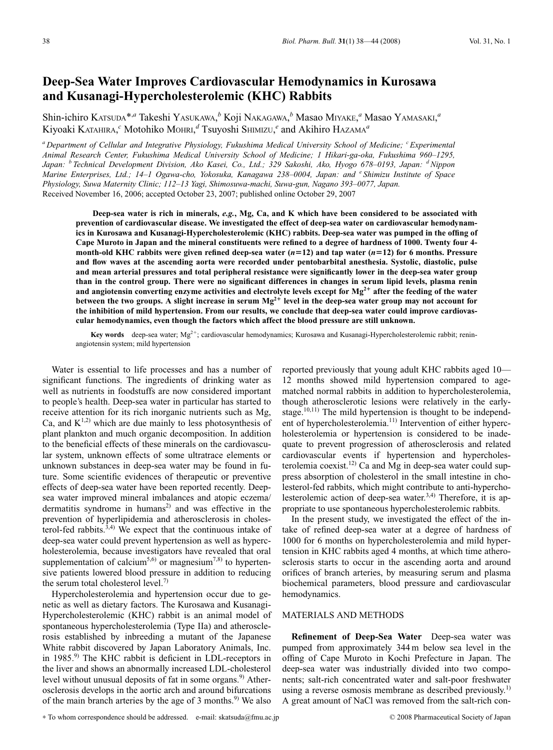# Deep-Sea Water Improves Cardiovascular Hemodynamics in Kurosawa and Kusanagi-Hypercholesterolemic (KHC) Rabbits

Shin-ichiro KATSUDA*,[a] Takeshi YASUKAWA,[b] Koji NAKAGAWA,[b] Masao MIYAKE,[a] Masao YAMASAKI,[a] Kiyoaki KATAHIRA,[c] Motohiko MOHRI,[d] Tsuyoshi SHIMIZU,[e] and Akihiro HAZAMA[a]

[a] *Department of Cellular and Integrative Physiology, Fukushima Medical University School of Medicine;* [c] *Experimental Animal Research Center, Fukushima Medical University School of Medicine; 1 Hikari-ga-oka, Fukushima 960–1295, Japan:* [b] *Technical Development Division, Ako Kasei, Co., Ltd.; 329 Sakoshi, Ako, Hyogo 678–0193, Japan:* [d] *Nippon Marine Enterprises, Ltd.; 14–1 Ogawa-cho, Yokosuka, Kanagawa 238–0004, Japan: and* [e] *Shimizu Institute of Space Physiology, Suwa Maternity Clinic; 112–13 Yagi, Shimosuwa-machi, Suwa-gun, Nagano 393–0077, Japan.*

Received November 16, 2006; accepted October 23, 2007; published online October 29, 2007

**Deep-sea water is rich in minerals, *e.g.*, Mg, Ca, and K which have been considered to be associated with prevention of cardiovascular disease. We investigated the effect of deep-sea water on cardiovascular hemodynamics in Kurosawa and Kusanagi-Hypercholesterolemic (KHC) rabbits. Deep-sea water was pumped in the offing of Cape Muroto in Japan and the mineral constituents were refined to a degree of hardness of 1000. Twenty four 4-month-old KHC rabbits were given refined deep-sea water ($n=12$) and tap water ($n=12$) for 6 months. Pressure and flow waves at the ascending aorta were recorded under pentobarbital anesthesia. Systolic, diastolic, pulse and mean arterial pressures and total peripheral resistance were significantly lower in the deep-sea water group than in the control group. There were no significant differences in changes in serum lipid levels, plasma renin and angiotensin converting enzyme activities and electrolyte levels except for $Mg^{2+}$ after the feeding of the water between the two groups. A slight increase in serum $Mg^{2+}$ level in the deep-sea water group may not account for the inhibition of mild hypertension. From our results, we conclude that deep-sea water could improve cardiovascular hemodynamics, even though the factors which affect the blood pressure are still unknown.**

**Key words** deep-sea water; $Mg^{2+}$; cardiovascular hemodynamics; Kurosawa and Kusanagi-Hypercholesterolemic rabbit; renin-angiotensin system; mild hypertension

Water is essential to life processes and has a number of significant functions. The ingredients of drinking water as well as nutrients in foodstuffs are now considered important to people's health. Deep-sea water in particular has started to receive attention for its rich inorganic nutrients such as Mg, Ca, and K[1,2] which are due mainly to less photosynthesis of plant plankton and much organic decomposition. In addition to the beneficial effects of these minerals on the cardiovascular system, unknown effects of some ultratrace elements or unknown substances in deep-sea water may be found in future. Some scientific evidences of therapeutic or preventive effects of deep-sea water have been reported recently. Deep-sea water improved mineral imbalances and atopic eczema/dermatitis syndrome in humans[2] and was effective in the prevention of hyperlipidemia and atherosclerosis in cholesterol-fed rabbits.[3,4] We expect that the continuous intake of deep-sea water could prevent hypertension as well as hypercholesterolemia, because investigators have revealed that oral supplementation of calcium[5,6] or magnesium[7,8] to hypertensive patients lowered blood pressure in addition to reducing the serum total cholesterol level.[7]

Hypercholesterolemia and hypertension occur due to genetic as well as dietary factors. The Kurosawa and Kusanagi-Hypercholesterolemic (KHC) rabbit is an animal model of spontaneous hypercholesterolemia (Type IIa) and atherosclerosis established by inbreeding a mutant of the Japanese White rabbit discovered by Japan Laboratory Animals, Inc. in 1985.[9] The KHC rabbit is deficient in LDL-receptors in the liver and shows an abnormally increased LDL-cholesterol level without unusual deposits of fat in some organs.[9] Atherosclerosis develops in the aortic arch and around bifurcations of the main branch arteries by the age of 3 months.[9] We also reported previously that young adult KHC rabbits aged 10—12 months showed mild hypertension compared to age-matched normal rabbits in addition to hypercholesterolemia, though atherosclerotic lesions were relatively in the early-stage.[10,11] The mild hypertension is thought to be independent of hypercholesterolemia.[11] Intervention of either hypercholesterolemia or hypertension is considered to be inadequate to prevent progression of atherosclerosis and related cardiovascular events if hypertension and hypercholesterolemia coexist.[12] Ca and Mg in deep-sea water could suppress absorption of cholesterol in the small intestine in cholesterol-fed rabbits, which might contribute to anti-hypercholesterolemic action of deep-sea water.[3,4] Therefore, it is appropriate to use spontaneous hypercholesterolemic rabbits.

In the present study, we investigated the effect of the intake of refined deep-sea water at a degree of hardness of 1000 for 6 months on hypercholesterolemia and mild hypertension in KHC rabbits aged 4 months, at which time atherosclerosis starts to occur in the ascending aorta and around orifices of branch arteries, by measuring serum and plasma biochemical parameters, blood pressure and cardiovascular hemodynamics.

## MATERIALS AND METHODS

**Refinement of Deep-Sea Water** Deep-sea water was pumped from approximately 344 m below sea level in the offing of Cape Muroto in Kochi Prefecture in Japan. The deep-sea water was industrially divided into two components; salt-rich concentrated water and salt-poor freshwater using a reverse osmosis membrane as described previously.[1] A great amount of NaCl was removed from the salt-rich con-

\* To whom correspondence should be addressed. e-mail: skatsuda@fmu.ac.jp

© 2008 Pharmaceutical Society of Japan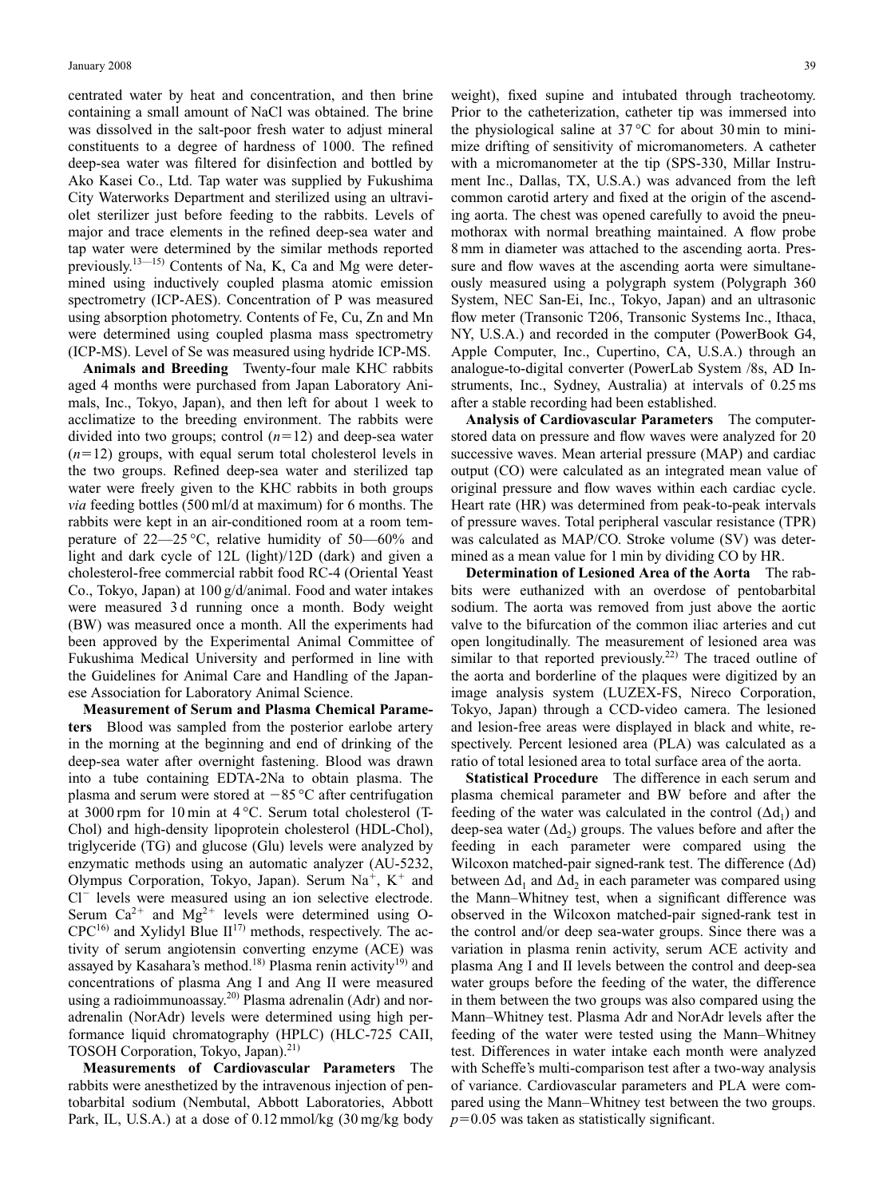centrated water by heat and concentration, and then brine containing a small amount of NaCl was obtained. The brine was dissolved in the salt-poor fresh water to adjust mineral constituents to a degree of hardness of 1000. The refined deep-sea water was filtered for disinfection and bottled by Ako Kasei Co., Ltd. Tap water was supplied by Fukushima City Waterworks Department and sterilized using an ultraviolet sterilizer just before feeding to the rabbits. Levels of major and trace elements in the refined deep-sea water and tap water were determined by the similar methods reported previously.[13—15] Contents of Na, K, Ca and Mg were determined using inductively coupled plasma atomic emission spectrometry (ICP-AES). Concentration of P was measured using absorption photometry. Contents of Fe, Cu, Zn and Mn were determined using coupled plasma mass spectrometry (ICP-MS). Level of Se was measured using hydride ICP-MS.

**Animals and Breeding** Twenty-four male KHC rabbits aged 4 months were purchased from Japan Laboratory Animals, Inc., Tokyo, Japan), and then left for about 1 week to acclimatize to the breeding environment. The rabbits were divided into two groups; control ($n=12$) and deep-sea water ($n=12$) groups, with equal serum total cholesterol levels in the two groups. Refined deep-sea water and sterilized tap water were freely given to the KHC rabbits in both groups *via* feeding bottles (500 ml/d at maximum) for 6 months. The rabbits were kept in an air-conditioned room at a room temperature of 22—25 °C, relative humidity of 50—60% and light and dark cycle of 12L (light)/12D (dark) and given a cholesterol-free commercial rabbit food RC-4 (Oriental Yeast Co., Tokyo, Japan) at 100 g/d/animal. Food and water intakes were measured 3 d running once a month. Body weight (BW) was measured once a month. All the experiments had been approved by the Experimental Animal Committee of Fukushima Medical University and performed in line with the Guidelines for Animal Care and Handling of the Japanese Association for Laboratory Animal Science.

**Measurement of Serum and Plasma Chemical Parameters** Blood was sampled from the posterior earlobe artery in the morning at the beginning and end of drinking of the deep-sea water after overnight fastening. Blood was drawn into a tube containing EDTA-2Na to obtain plasma. The plasma and serum were stored at −85 °C after centrifugation at 3000 rpm for 10 min at 4 °C. Serum total cholesterol (T-Chol) and high-density lipoprotein cholesterol (HDL-Chol), triglyceride (TG) and glucose (Glu) levels were analyzed by enzymatic methods using an automatic analyzer (AU-5232, Olympus Corporation, Tokyo, Japan). Serum $Na^+$, $K^+$ and $Cl^-$ levels were measured using an ion selective electrode. Serum $Ca^{2+}$ and $Mg^{2+}$ levels were determined using O-CPC[16] and Xylidyl Blue II[17] methods, respectively. The activity of serum angiotensin converting enzyme (ACE) was assayed by Kasahara's method.[18] Plasma renin activity[19] and concentrations of plasma Ang I and Ang II were measured using a radioimmunoassay.[20] Plasma adrenalin (Adr) and noradrenalin (NorAdr) levels were determined using high performance liquid chromatography (HPLC) (HLC-725 CAII, TOSOH Corporation, Tokyo, Japan).[21]

**Measurements of Cardiovascular Parameters** The rabbits were anesthetized by the intravenous injection of pentobarbital sodium (Nembutal, Abbott Laboratories, Abbott Park, IL, U.S.A.) at a dose of 0.12 mmol/kg (30 mg/kg body weight), fixed supine and intubated through tracheotomy. Prior to the catheterization, catheter tip was immersed into the physiological saline at 37 °C for about 30 min to minimize drifting of sensitivity of micromanometers. A catheter with a micromanometer at the tip (SPS-330, Millar Instrument Inc., Dallas, TX, U.S.A.) was advanced from the left common carotid artery and fixed at the origin of the ascending aorta. The chest was opened carefully to avoid the pneumothorax with normal breathing maintained. A flow probe 8 mm in diameter was attached to the ascending aorta. Pressure and flow waves at the ascending aorta were simultaneously measured using a polygraph system (Polygraph 360 System, NEC San-Ei, Inc., Tokyo, Japan) and an ultrasonic flow meter (Transonic T206, Transonic Systems Inc., Ithaca, NY, U.S.A.) and recorded in the computer (PowerBook G4, Apple Computer, Inc., Cupertino, CA, U.S.A.) through an analogue-to-digital converter (PowerLab System /8s, AD Instruments, Inc., Sydney, Australia) at intervals of 0.25 ms after a stable recording had been established.

**Analysis of Cardiovascular Parameters** The computer-stored data on pressure and flow waves were analyzed for 20 successive waves. Mean arterial pressure (MAP) and cardiac output (CO) were calculated as an integrated mean value of original pressure and flow waves within each cardiac cycle. Heart rate (HR) was determined from peak-to-peak intervals of pressure waves. Total peripheral vascular resistance (TPR) was calculated as MAP/CO. Stroke volume (SV) was determined as a mean value for 1 min by dividing CO by HR.

**Determination of Lesioned Area of the Aorta** The rabbits were euthanized with an overdose of pentobarbital sodium. The aorta was removed from just above the aortic valve to the bifurcation of the common iliac arteries and cut open longitudinally. The measurement of lesioned area was similar to that reported previously.[22] The traced outline of the aorta and borderline of the plaques were digitized by an image analysis system (LUZEX-FS, Nireco Corporation, Tokyo, Japan) through a CCD-video camera. The lesioned and lesion-free areas were displayed in black and white, respectively. Percent lesioned area (PLA) was calculated as a ratio of total lesioned area to total surface area of the aorta.

**Statistical Procedure** The difference in each serum and plasma chemical parameter and BW before and after the feeding of the water was calculated in the control ($\Delta d_1$) and deep-sea water ($\Delta d_2$) groups. The values before and after the feeding in each parameter were compared using the Wilcoxon matched-pair signed-rank test. The difference ($\Delta d$) between $\Delta d_1$ and $\Delta d_2$ in each parameter was compared using the Mann–Whitney test, when a significant difference was observed in the Wilcoxon matched-pair signed-rank test in the control and/or deep sea-water groups. Since there was a variation in plasma renin activity, serum ACE activity and plasma Ang I and II levels between the control and deep-sea water groups before the feeding of the water, the difference in them between the two groups was also compared using the Mann–Whitney test. Plasma Adr and NorAdr levels after the feeding of the water were tested using the Mann–Whitney test. Differences in water intake each month were analyzed with Scheffe's multi-comparison test after a two-way analysis of variance. Cardiovascular parameters and PLA were compared using the Mann–Whitney test between the two groups. $p=0.05$ was taken as statistically significant.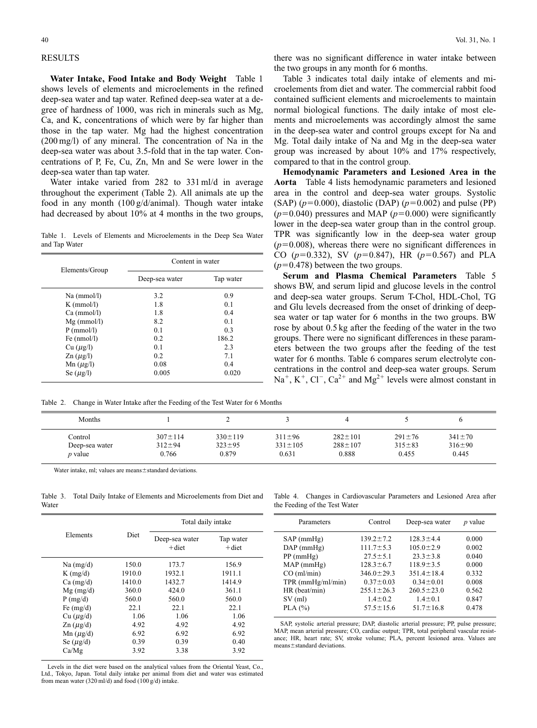## RESULTS

**Water Intake, Food Intake and Body Weight** Table 1 shows levels of elements and microelements in the refined deep-sea water and tap water. Refined deep-sea water at a degree of hardness of 1000, was rich in minerals such as Mg, Ca, and K, concentrations of which were by far higher than those in the tap water. Mg had the highest concentration (200 mg/l) of any mineral. The concentration of Na in the deep-sea water was about 3.5-fold that in the tap water. Concentrations of P, Fe, Cu, Zn, Mn and Se were lower in the deep-sea water than tap water.

Water intake varied from 282 to 331 ml/d in average throughout the experiment (Table 2). All animals ate up the food in any month (100 g/d/animal). Though water intake had decreased by about 10% at 4 months in the two groups, there was no significant difference in water intake between the two groups in any month for 6 months.

Table 1. Levels of Elements and Microelements in the Deep Sea Water and Tap Water

| Elements/Group | Content in water | |
|---|---|---|
| | Deep-sea water | Tap water |
| Na (mmol/l) | 3.2 | 0.9 |
| K (mmol/l) | 1.8 | 0.1 |
| Ca (mmol/l) | 1.8 | 0.4 |
| Mg (mmol/l) | 8.2 | 0.1 |
| P (mmol/l) | 0.1 | 0.3 |
| Fe (nmol/l) | 0.2 | 186.2 |
| Cu ($\mu$g/l) | 0.1 | 2.3 |
| Zn ($\mu$g/l) | 0.2 | 7.1 |
| Mn ($\mu$g/l) | 0.08 | 0.4 |
| Se ($\mu$g/l) | 0.005 | 0.020 |

Table 2. Change in Water Intake after the Feeding of the Test Water for 6 Months

| Months | 1 | 2 | 3 | 4 | 5 | 6 |
|---|---|---|---|---|---|---|
| Control | 307±114 | 330±119 | 311±96 | 282±101 | 291±76 | 341±70 |
| Deep-sea water | 312±94 | 323±95 | 331±105 | 288±107 | 315±83 | 316±90 |
| *p* value | 0.766 | 0.879 | 0.631 | 0.888 | 0.455 | 0.445 |

Water intake, ml; values are means±standard deviations.

Table 3 indicates total daily intake of elements and microelements from diet and water. The commercial rabbit food contained sufficient elements and microelements to maintain normal biological functions. The daily intake of most elements and microelements was accordingly almost the same in the deep-sea water and control groups except for Na and Mg. Total daily intake of Na and Mg in the deep-sea water group was increased by about 10% and 17% respectively, compared to that in the control group.

**Hemodynamic Parameters and Lesioned Area in the Aorta** Table 4 lists hemodynamic parameters and lesioned area in the control and deep-sea water groups. Systolic (SAP) ($p=0.000$), diastolic (DAP) ($p=0.002$) and pulse (PP) ($p=0.040$) pressures and MAP ($p=0.000$) were significantly lower in the deep-sea water group than in the control group. TPR was significantly low in the deep-sea water group ($p=0.008$), whereas there were no significant differences in CO ($p=0.332$), SV ($p=0.847$), HR ($p=0.567$) and PLA ($p=0.478$) between the two groups.

**Serum and Plasma Chemical Parameters** Table 5 shows BW, and serum lipid and glucose levels in the control and deep-sea water groups. Serum T-Chol, HDL-Chol, TG and Glu levels decreased from the onset of drinking of deep-sea water or tap water for 6 months in the two groups. BW rose by about 0.5 kg after the feeding of the water in the two groups. There were no significant differences in these parameters between the two groups after the feeding of the test water for 6 months. Table 6 compares serum electrolyte concentrations in the control and deep-sea water groups. Serum $Na^+$, $K^+$, $Cl^-$, $Ca^{2+}$ and $Mg^{2+}$ levels were almost constant in

Table 3. Total Daily Intake of Elements and Microelements from Diet and Water

| Elements | Diet | Total daily intake | |
|---|---|---|---|
| | | Deep-sea water +diet | Tap water +diet |
| Na (mg/d) | 150.0 | 173.7 | 156.9 |
| K (mg/d) | 1910.0 | 1932.1 | 1911.1 |
| Ca (mg/d) | 1410.0 | 1432.7 | 1414.9 |
| Mg (mg/d) | 360.0 | 424.0 | 361.1 |
| P (mg/d) | 560.0 | 560.0 | 560.0 |
| Fe (mg/d) | 22.1 | 22.1 | 22.1 |
| Cu ($\mu$g/d) | 1.06 | 1.06 | 1.06 |
| Zn ($\mu$g/d) | 4.92 | 4.92 | 4.92 |
| Mn ($\mu$g/d) | 6.92 | 6.92 | 6.92 |
| Se ($\mu$g/d) | 0.39 | 0.39 | 0.40 |
| Ca/Mg | 3.92 | 3.38 | 3.92 |

Levels in the diet were based on the analytical values from the Oriental Yeast, Co., Ltd., Tokyo, Japan. Total daily intake per animal from diet and water was estimated from mean water (320 ml/d) and food (100 g/d) intake.

Table 4. Changes in Cardiovascular Parameters and Lesioned Area after the Feeding of the Test Water

| Parameters | Control | Deep-sea water | *p* value |
|---|---|---|---|
| SAP (mmHg) | 139.2±7.2 | 128.3±4.4 | 0.000 |
| DAP (mmHg) | 111.7±5.3 | 105.0±2.9 | 0.002 |
| PP (mmHg) | 27.5±5.1 | 23.3±3.8 | 0.040 |
| MAP (mmHg) | 128.3±6.7 | 118.9±3.5 | 0.000 |
| CO (ml/min) | 346.0±29.3 | 351.4±18.4 | 0.332 |
| TPR (mmHg/ml/min) | 0.37±0.03 | 0.34±0.01 | 0.008 |
| HR (beat/min) | 255.1±26.3 | 260.5±23.0 | 0.562 |
| SV (ml) | 1.4±0.2 | 1.4±0.1 | 0.847 |
| PLA (%) | 57.5±15.6 | 51.7±16.8 | 0.478 |

SAP, systolic arterial pressure; DAP, diastolic arterial pressure; PP, pulse pressure; MAP, mean arterial pressure; CO, cardiac output; TPR, total peripheral vascular resistance; HR, heart rate; SV, stroke volume; PLA, percent lesioned area. Values are means±standard deviations.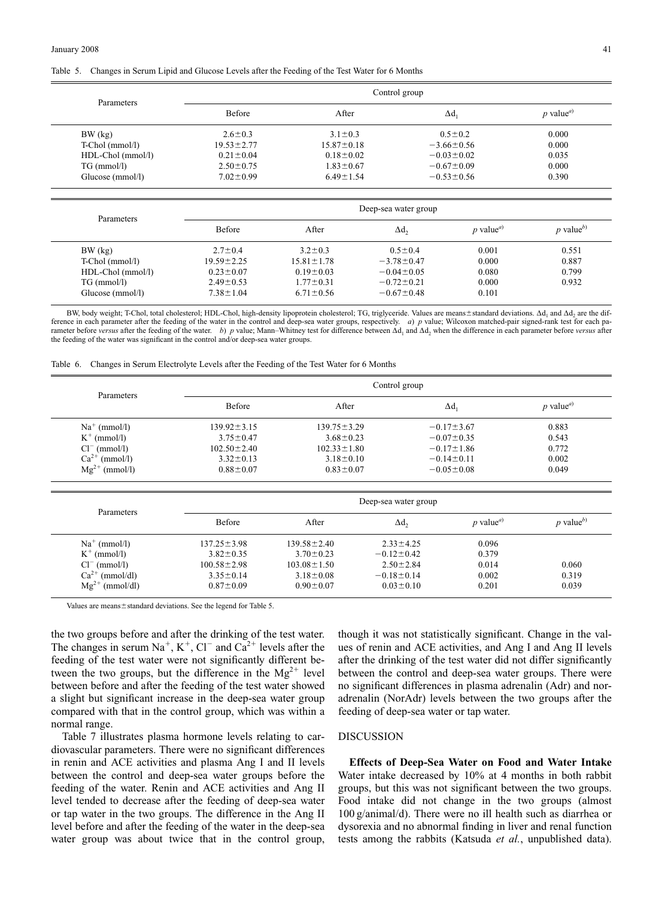Table 5. Changes in Serum Lipid and Glucose Levels after the Feeding of the Test Water for 6 Months

| Parameters | Control group | | | |
|---|---|---|---|---|
| | Before | After | $\Delta d_1$ | $p$ value[a)] |
| BW (kg) | 2.6±0.3 | 3.1±0.3 | 0.5±0.2 | 0.000 |
| T-Chol (mmol/l) | 19.53±2.77 | 15.87±0.18 | −3.66±0.56 | 0.000 |
| HDL-Chol (mmol/l) | 0.21±0.04 | 0.18±0.02 | −0.03±0.02 | 0.035 |
| TG (mmol/l) | 2.50±0.75 | 1.83±0.67 | −0.67±0.09 | 0.000 |
| Glucose (mmol/l) | 7.02±0.99 | 6.49±1.54 | −0.53±0.56 | 0.390 |

| Parameters | Deep-sea water group | | | | |
|---|---|---|---|---|---|
| | Before | After | $\Delta d_2$ | $p$ value[a)] | $p$ value[b)] |
| BW (kg) | 2.7±0.4 | 3.2±0.3 | 0.5±0.4 | 0.001 | 0.551 |
| T-Chol (mmol/l) | 19.59±2.25 | 15.81±1.78 | −3.78±0.47 | 0.000 | 0.887 |
| HDL-Chol (mmol/l) | 0.23±0.07 | 0.19±0.03 | −0.04±0.05 | 0.080 | 0.799 |
| TG (mmol/l) | 2.49±0.53 | 1.77±0.31 | −0.72±0.21 | 0.000 | 0.932 |
| Glucose (mmol/l) | 7.38±1.04 | 6.71±0.56 | −0.67±0.48 | 0.101 | |

BW, body weight; T-Chol, total cholesterol; HDL-Chol, high-density lipoprotein cholesterol; TG, triglyceride. Values are means±standard deviations. $\Delta d_1$ and $\Delta d_2$ are the difference in each parameter after the feeding of the water in the control and deep-sea water groups, respectively. *a*) $p$ value; Wilcoxon matched-pair signed-rank test for each parameter before *versus* after the feeding of the water. *b*) $p$ value; Mann–Whitney test for difference between $\Delta d_1$ and $\Delta d_2$ when the difference in each parameter before *versus* after the feeding of the water was significant in the control and/or deep-sea water groups.

Table 6. Changes in Serum Electrolyte Levels after the Feeding of the Test Water for 6 Months

| Parameters | Control group | | | |
|---|---|---|---|---|
| | Before | After | $\Delta d_1$ | $p$ value[a)] |
| $Na^+$ (mmol/l) | 139.92±3.15 | 139.75±3.29 | −0.17±3.67 | 0.883 |
| $K^+$ (mmol/l) | 3.75±0.47 | 3.68±0.23 | −0.07±0.35 | 0.543 |
| $Cl^-$ (mmol/l) | 102.50±2.40 | 102.33±1.80 | −0.17±1.86 | 0.772 |
| $Ca^{2+}$ (mmol/l) | 3.32±0.13 | 3.18±0.10 | −0.14±0.11 | 0.002 |
| $Mg^{2+}$ (mmol/l) | 0.88±0.07 | 0.83±0.07 | −0.05±0.08 | 0.049 |

| Parameters | Deep-sea water group | | | | |
|---|---|---|---|---|---|
| | Before | After | $\Delta d_2$ | $p$ value[a)] | $p$ value[b)] |
| $Na^+$ (mmol/l) | 137.25±3.98 | 139.58±2.40 | 2.33±4.25 | 0.096 | |
| $K^+$ (mmol/l) | 3.82±0.35 | 3.70±0.23 | −0.12±0.42 | 0.379 | |
| $Cl^-$ (mmol/l) | 100.58±2.98 | 103.08±1.50 | 2.50±2.84 | 0.014 | 0.060 |
| $Ca^{2+}$ (mmol/dl) | 3.35±0.14 | 3.18±0.08 | −0.18±0.14 | 0.002 | 0.319 |
| $Mg^{2+}$ (mmol/dl) | 0.87±0.09 | 0.90±0.07 | 0.03±0.10 | 0.201 | 0.039 |

Values are means±standard deviations. See the legend for Table 5.

the two groups before and after the drinking of the test water. The changes in serum $Na^+$, $K^+$, $Cl^-$ and $Ca^{2+}$ levels after the feeding of the test water were not significantly different between the two groups, but the difference in the $Mg^{2+}$ level between before and after the feeding of the test water showed a slight but significant increase in the deep-sea water group compared with that in the control group, which was within a normal range.

Table 7 illustrates plasma hormone levels relating to cardiovascular parameters. There were no significant differences in renin and ACE activities and plasma Ang I and II levels between the control and deep-sea water groups before the feeding of the water. Renin and ACE activities and Ang II level tended to decrease after the feeding of deep-sea water or tap water in the two groups. The difference in the Ang II level before and after the feeding of the water in the deep-sea water group was about twice that in the control group, though it was not statistically significant. Change in the values of renin and ACE activities, and Ang I and Ang II levels after the drinking of the test water did not differ significantly between the control and deep-sea water groups. There were no significant differences in plasma adrenalin (Adr) and noradrenalin (NorAdr) levels between the two groups after the feeding of deep-sea water or tap water.

## DISCUSSION

**Effects of Deep-Sea Water on Food and Water Intake** Water intake decreased by 10% at 4 months in both rabbit groups, but this was not significant between the two groups. Food intake did not change in the two groups (almost 100 g/animal/d). There were no ill health such as diarrhea or dysorexia and no abnormal finding in liver and renal function tests among the rabbits (Katsuda *et al.*, unpublished data).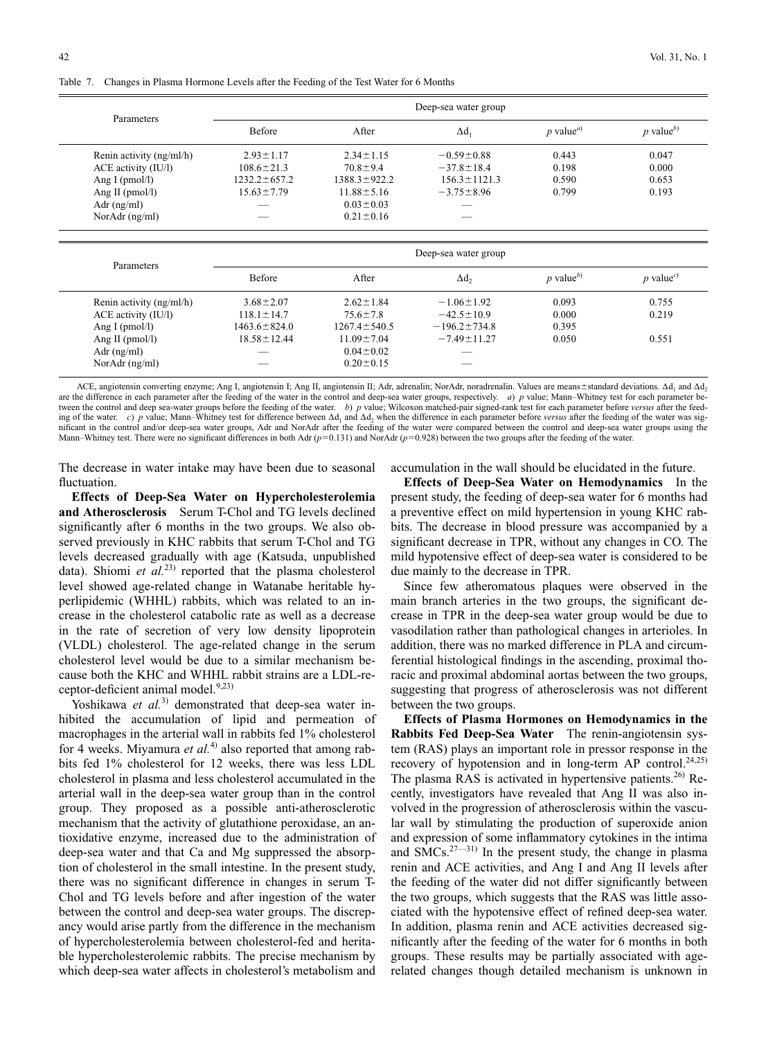Table 7. Changes in Plasma Hormone Levels after the Feeding of the Test Water for 6 Months

| Parameters | Deep-sea water group | | | | |
|---|---|---|---|---|---|
| | Before | After | $\Delta d_1$ | $p$ value[a)] | $p$ value[b)] |
| Renin activity (ng/ml/h) | 2.93±1.17 | 2.34±1.15 | −0.59±0.88 | 0.443 | 0.047 |
| ACE activity (IU/l) | 108.6±21.3 | 70.8±9.4 | −37.8±18.4 | 0.198 | 0.000 |
| Ang I (pmol/l) | 1232.2±657.2 | 1388.3±922.2 | 156.3±1121.3 | 0.590 | 0.653 |
| Ang II (pmol/l) | 15.63±7.79 | 11.88±5.16 | −3.75±8.96 | 0.799 | 0.193 |
| Adr (ng/ml) | — | 0.03±0.03 | — | | |
| NorAdr (ng/ml) | — | 0.21±0.16 | — | | |

| Parameters | Deep-sea water group | | | | |
|---|---|---|---|---|---|
| | Before | After | $\Delta d_2$ | $p$ value[b)] | $p$ value[c)] |
| Renin activity (ng/ml/h) | 3.68±2.07 | 2.62±1.84 | −1.06±1.92 | 0.093 | 0.755 |
| ACE activity (IU/l) | 118.1±14.7 | 75.6±7.8 | −42.5±10.9 | 0.000 | 0.219 |
| Ang I (pmol/l) | 1463.6±824.0 | 1267.4±540.5 | −196.2±734.8 | 0.395 | |
| Ang II (pmol/l) | 18.58±12.44 | 11.09±7.04 | −7.49±11.27 | 0.050 | 0.551 |
| Adr (ng/ml) | — | 0.04±0.02 | — | | |
| NorAdr (ng/ml) | — | 0.20±0.15 | — | | |

ACE, angiotensin converting enzyme; Ang I, angiotensin I; Ang II, angiotensin II; Adr, adrenalin; NorAdr, noradrenalin. Values are means±standard deviations. $\Delta d_1$ and $\Delta d_2$ are the difference in each parameter after the feeding of the water in the control and deep-sea water groups, respectively. *a*) $p$ value; Mann–Whitney test for each parameter between the control and deep sea-water groups before the feeding of the water. *b*) $p$ value; Wilcoxon matched-pair signed-rank test for each parameter before *versus* after the feeding of the water. *c*) $p$ value; Mann–Whitney test for difference between $\Delta d_1$ and $\Delta d_2$ when the difference in each parameter before *versus* after the feeding of the water was significant in the control and/or deep-sea water groups, Adr and NorAdr after the feeding of the water were compared between the control and deep-sea water groups using the Mann–Whitney test. There were no significant differences in both Adr ($p=0.131$) and NorAdr ($p=0.928$) between the two groups after the feeding of the water.

The decrease in water intake may have been due to seasonal fluctuation.

**Effects of Deep-Sea Water on Hypercholesterolemia and Atherosclerosis** Serum T-Chol and TG levels declined significantly after 6 months in the two groups. We also observed previously in KHC rabbits that serum T-Chol and TG levels decreased gradually with age (Katsuda, unpublished data). Shiomi *et al.*[23] reported that the plasma cholesterol level showed age-related change in Watanabe heritable hyperlipidemic (WHHL) rabbits, which was related to an increase in the cholesterol catabolic rate as well as a decrease in the rate of secretion of very low density lipoprotein (VLDL) cholesterol. The age-related change in the serum cholesterol level would be due to a similar mechanism because both the KHC and WHHL rabbit strains are a LDL-receptor-deficient animal model.[9,23]

Yoshikawa *et al.*[3] demonstrated that deep-sea water inhibited the accumulation of lipid and permeation of macrophages in the arterial wall in rabbits fed 1% cholesterol for 4 weeks. Miyamura *et al.*[4] also reported that among rabbits fed 1% cholesterol for 12 weeks, there was less LDL cholesterol in plasma and less cholesterol accumulated in the arterial wall in the deep-sea water group than in the control group. They proposed as a possible anti-atherosclerotic mechanism that the activity of glutathione peroxidase, an antioxidative enzyme, increased due to the administration of deep-sea water and that Ca and Mg suppressed the absorption of cholesterol in the small intestine. In the present study, there was no significant difference in changes in serum T-Chol and TG levels before and after ingestion of the water between the control and deep-sea water groups. The discrepancy would arise partly from the difference in the mechanism of hypercholesterolemia between cholesterol-fed and heritable hypercholesterolemic rabbits. The precise mechanism by which deep-sea water affects in cholesterol's metabolism and accumulation in the wall should be elucidated in the future.

**Effects of Deep-Sea Water on Hemodynamics** In the present study, the feeding of deep-sea water for 6 months had a preventive effect on mild hypertension in young KHC rabbits. The decrease in blood pressure was accompanied by a significant decrease in TPR, without any changes in CO. The mild hypotensive effect of deep-sea water is considered to be due mainly to the decrease in TPR.

Since few atheromatous plaques were observed in the main branch arteries in the two groups, the significant decrease in TPR in the deep-sea water group would be due to vasodilation rather than pathological changes in arterioles. In addition, there was no marked difference in PLA and circumferential histological findings in the ascending, proximal thoracic and proximal abdominal aortas between the two groups, suggesting that progress of atherosclerosis was not different between the two groups.

**Effects of Plasma Hormones on Hemodynamics in the Rabbits Fed Deep-Sea Water** The renin-angiotensin system (RAS) plays an important role in pressor response in the recovery of hypotension and in long-term AP control.[24,25] The plasma RAS is activated in hypertensive patients.[26] Recently, investigators have revealed that Ang II was also involved in the progression of atherosclerosis within the vascular wall by stimulating the production of superoxide anion and expression of some inflammatory cytokines in the intima and SMCs.[27—31] In the present study, the change in plasma renin and ACE activities, and Ang I and Ang II levels after the feeding of the water did not differ significantly between the two groups, which suggests that the RAS was little associated with the hypotensive effect of refined deep-sea water. In addition, plasma renin and ACE activities decreased significantly after the feeding of the water for 6 months in both groups. These results may be partially associated with age-related changes though detailed mechanism is unknown in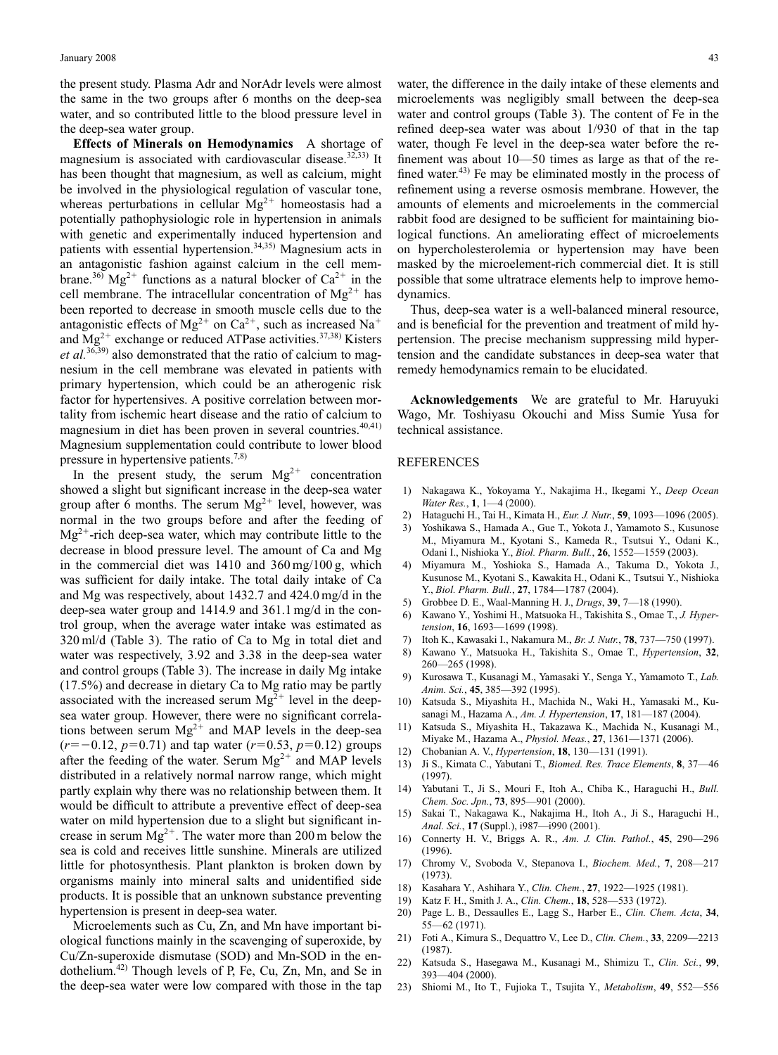the present study. Plasma Adr and NorAdr levels were almost the same in the two groups after 6 months on the deep-sea water, and so contributed little to the blood pressure level in the deep-sea water group.

**Effects of Minerals on Hemodynamics** A shortage of magnesium is associated with cardiovascular disease.[32,33] It has been thought that magnesium, as well as calcium, might be involved in the physiological regulation of vascular tone, whereas perturbations in cellular $Mg^{2+}$ homeostasis had a potentially pathophysiologic role in hypertension in animals with genetic and experimentally induced hypertension and patients with essential hypertension.[34,35] Magnesium acts in an antagonistic fashion against calcium in the cell membrane.[36] $Mg^{2+}$ functions as a natural blocker of $Ca^{2+}$ in the cell membrane. The intracellular concentration of $Mg^{2+}$ has been reported to decrease in smooth muscle cells due to the antagonistic effects of $Mg^{2+}$ on $Ca^{2+}$, such as increased $Na^{+}$ and $Mg^{2+}$ exchange or reduced ATPase activities.[37,38] Kisters *et al.*[36,39] also demonstrated that the ratio of calcium to magnesium in the cell membrane was elevated in patients with primary hypertension, which could be an atherogenic risk factor for hypertensives. A positive correlation between mortality from ischemic heart disease and the ratio of calcium to magnesium in diet has been proven in several countries.[40,41] Magnesium supplementation could contribute to lower blood pressure in hypertensive patients.[7,8)]

In the present study, the serum $Mg^{2+}$ concentration showed a slight but significant increase in the deep-sea water group after 6 months. The serum $Mg^{2+}$ level, however, was normal in the two groups before and after the feeding of $Mg^{2+}$-rich deep-sea water, which may contribute little to the decrease in blood pressure level. The amount of Ca and Mg in the commercial diet was 1410 and 360 mg/100 g, which was sufficient for daily intake. The total daily intake of Ca and Mg was respectively, about 1432.7 and 424.0 mg/d in the deep-sea water group and 1414.9 and 361.1 mg/d in the control group, when the average water intake was estimated as 320 ml/d (Table 3). The ratio of Ca to Mg in total diet and water was respectively, 3.92 and 3.38 in the deep-sea water and control groups (Table 3). The increase in daily Mg intake (17.5%) and decrease in dietary Ca to Mg ratio may be partly associated with the increased serum $Mg^{2+}$ level in the deep-sea water group. However, there were no significant correlations between serum $Mg^{2+}$ and MAP levels in the deep-sea ($r=-0.12$, $p=0.71$) and tap water ($r=0.53$, $p=0.12$) groups after the feeding of the water. Serum $Mg^{2+}$ and MAP levels distributed in a relatively normal narrow range, which might partly explain why there was no relationship between them. It would be difficult to attribute a preventive effect of deep-sea water on mild hypertension due to a slight but significant increase in serum $Mg^{2+}$. The water more than 200 m below the sea is cold and receives little sunshine. Minerals are utilized little for photosynthesis. Plant plankton is broken down by organisms mainly into mineral salts and unidentified side products. It is possible that an unknown substance preventing hypertension is present in deep-sea water.

Microelements such as Cu, Zn, and Mn have important biological functions mainly in the scavenging of superoxide, by Cu/Zn-superoxide dismutase (SOD) and Mn-SOD in the endothelium.[42] Though levels of P, Fe, Cu, Zn, Mn, and Se in the deep-sea water were low compared with those in the tap water, the difference in the daily intake of these elements and microelements was negligibly small between the deep-sea water and control groups (Table 3). The content of Fe in the refined deep-sea water was about 1/930 of that in the tap water, though Fe level in the deep-sea water before the refinement was about 10—50 times as large as that of the refined water.[43] Fe may be eliminated mostly in the process of refinement using a reverse osmosis membrane. However, the amounts of elements and microelements in the commercial rabbit food are designed to be sufficient for maintaining biological functions. An ameliorating effect of microelements on hypercholesterolemia or hypertension may have been masked by the microelement-rich commercial diet. It is still possible that some ultratrace elements help to improve hemodynamics.

Thus, deep-sea water is a well-balanced mineral resource, and is beneficial for the prevention and treatment of mild hypertension. The precise mechanism suppressing mild hypertension and the candidate substances in deep-sea water that remedy hemodynamics remain to be elucidated.

**Acknowledgements** We are grateful to Mr. Haruyuki Wago, Mr. Toshiyasu Okouchi and Miss Sumie Yusa for technical assistance.

## REFERENCES

1) Nakagawa K., Yokoyama Y., Nakajima H., Ikegami Y., *Deep Ocean Water Res.*, **1**, 1—4 (2000).
2) Hataguchi H., Tai H., Kimata H., *Eur. J. Nutr.*, **59**, 1093—1096 (2005).
3) Yoshikawa S., Hamada A., Gue T., Yokota J., Yamamoto S., Kusunose M., Miyamura M., Kyotani S., Kameda R., Tsutsui Y., Odani K., Odani I., Nishioka Y., *Biol. Pharm. Bull.*, **26**, 1552—1559 (2003).
4) Miyamura M., Yoshioka S., Hamada A., Takuma D., Yokota J., Kusunose M., Kyotani S., Kawakita H., Odani K., Tsutsui Y., Nishioka Y., *Biol. Pharm. Bull.*, **27**, 1784—1787 (2004).
5) Grobbee D. E., Waal-Manning H. J., *Drugs*, **39**, 7—18 (1990).
6) Kawano Y., Yoshimi H., Matsuoka H., Takishita S., Omae T., *J. Hypertension*, **16**, 1693—1699 (1998).
7) Itoh K., Kawasaki I., Nakamura M., *Br. J. Nutr.*, **78**, 737—750 (1997).
8) Kawano Y., Matsuoka H., Takishita S., Omae T., *Hypertension*, **32**, 260—265 (1998).
9) Kurosawa T., Kusanagi M., Yamasaki Y., Senga Y., Yamamoto T., *Lab. Anim. Sci.*, **45**, 385—392 (1995).
10) Katsuda S., Miyashita H., Machida N., Waki H., Yamasaki M., Kusanagi M., Hazama A., *Am. J. Hypertension*, **17**, 181—187 (2004).
11) Katsuda S., Miyashita H., Takazawa K., Machida N., Kusanagi M., Miyake M., Hazama A., *Physiol. Meas.*, **27**, 1361—1371 (2006).
12) Chobanian A. V., *Hypertension*, **18**, 130—131 (1991).
13) Ji S., Kimata C., Yabutani T., *Biomed. Res. Trace Elements*, **8**, 37—46 (1997).
14) Yabutani T., Ji S., Mouri F., Itoh A., Chiba K., Haraguchi H., *Bull. Chem. Soc. Jpn.*, **73**, 895—901 (2000).
15) Sakai T., Nakagawa K., Nakajima H., Itoh A., Ji S., Haraguchi H., *Anal. Sci.*, **17** (Suppl.), i987—i990 (2001).
16) Connerty H. V., Briggs A. R., *Am. J. Clin. Pathol.*, **45**, 290—296 (1996).
17) Chromy V., Svoboda V., Stepanova I., *Biochem. Med.*, **7**, 208—217 (1973).
18) Kasahara Y., Ashihara Y., *Clin. Chem.*, **27**, 1922—1925 (1981).
19) Katz F. H., Smith J. A., *Clin. Chem.*, **18**, 528—533 (1972).
20) Page L. B., Dessaulles E., Lagg S., Harber E., *Clin. Chem. Acta*, **34**, 55—62 (1971).
21) Foti A., Kimura S., Dequattro V., Lee D., *Clin. Chem.*, **33**, 2209—2213 (1987).
22) Katsuda S., Hasegawa M., Kusanagi M., Shimizu T., *Clin. Sci.*, **99**, 393—404 (2000).
23) Shiomi M., Ito T., Fujioka T., Tsujita Y., *Metabolism*, **49**, 552—556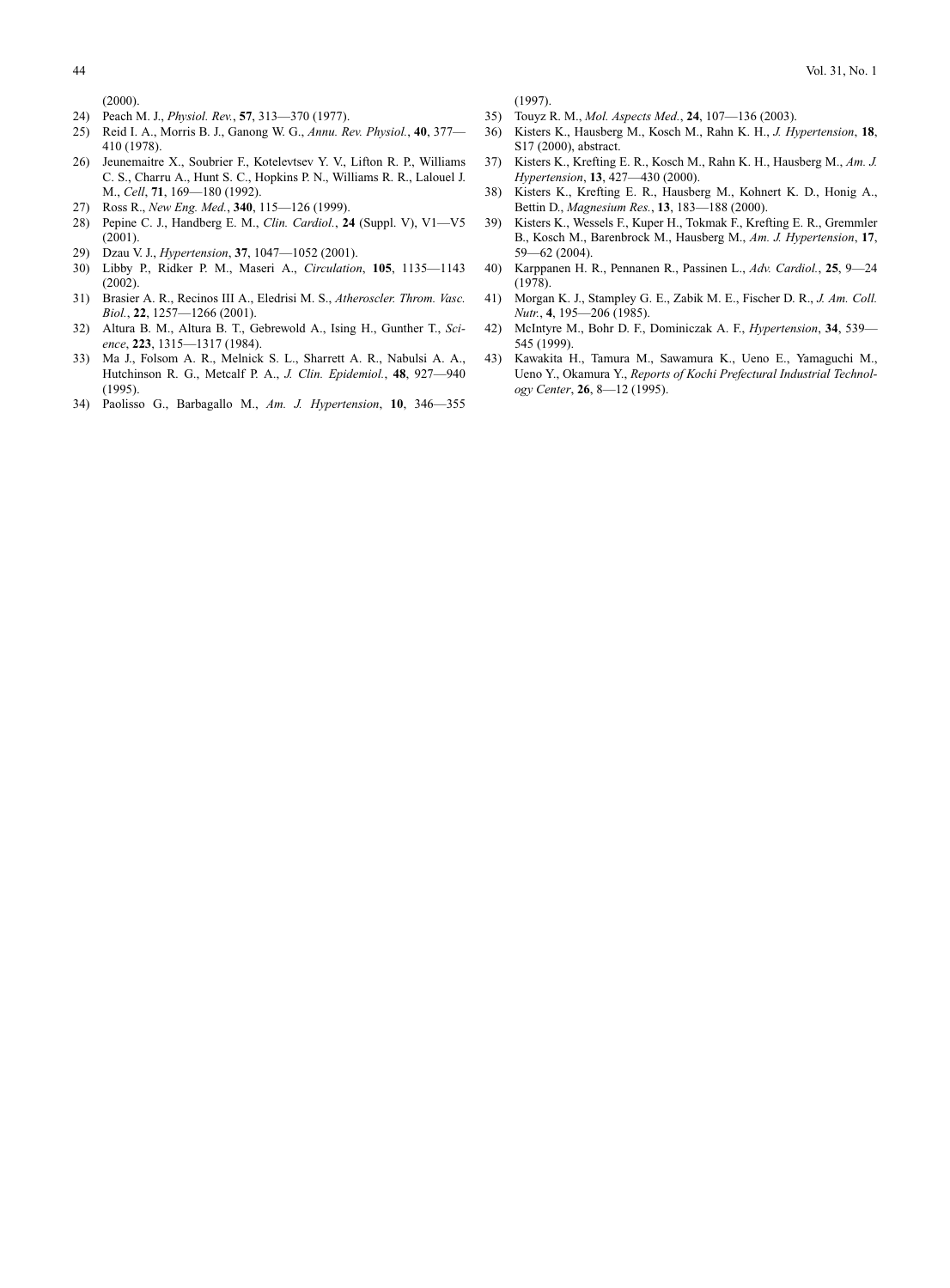(2000).

24) Peach M. J., *Physiol. Rev.*, **57**, 313—370 (1977).
25) Reid I. A., Morris B. J., Ganong W. G., *Annu. Rev. Physiol.*, **40**, 377—410 (1978).
26) Jeunemaitre X., Soubrier F., Kotelevtsev Y. V., Lifton R. P., Williams C. S., Charru A., Hunt S. C., Hopkins P. N., Williams R. R., Lalouel J. M., *Cell*, **71**, 169—180 (1992).
27) Ross R., *New Eng. Med.*, **340**, 115—126 (1999).
28) Pepine C. J., Handberg E. M., *Clin. Cardiol.*, **24** (Suppl. V), V1—V5 (2001).
29) Dzau V. J., *Hypertension*, **37**, 1047—1052 (2001).
30) Libby P., Ridker P. M., Maseri A., *Circulation*, **105**, 1135—1143 (2002).
31) Brasier A. R., Recinos III A., Eledrisi M. S., *Atheroscler. Throm. Vasc. Biol.*, **22**, 1257—1266 (2001).
32) Altura B. M., Altura B. T., Gebrewold A., Ising H., Gunther T., *Science*, **223**, 1315—1317 (1984).
33) Ma J., Folsom A. R., Melnick S. L., Sharrett A. R., Nabulsi A. A., Hutchinson R. G., Metcalf P. A., *J. Clin. Epidemiol.*, **48**, 927—940 (1995).
34) Paolisso G., Barbagallo M., *Am. J. Hypertension*, **10**, 346—355 (1997).
35) Touyz R. M., *Mol. Aspects Med.*, **24**, 107—136 (2003).
36) Kisters K., Hausberg M., Kosch M., Rahn K. H., *J. Hypertension*, **18**, S17 (2000), abstract.
37) Kisters K., Krefting E. R., Kosch M., Rahn K. H., Hausberg M., *Am. J. Hypertension*, **13**, 427—430 (2000).
38) Kisters K., Krefting E. R., Hausberg M., Kohnert K. D., Honig A., Bettin D., *Magnesium Res.*, **13**, 183—188 (2000).
39) Kisters K., Wessels F., Kuper H., Tokmak F., Krefting E. R., Gremmler B., Kosch M., Barenbrock M., Hausberg M., *Am. J. Hypertension*, **17**, 59—62 (2004).
40) Karppanen H. R., Pennanen R., Passinen L., *Adv. Cardiol.*, **25**, 9—24 (1978).
41) Morgan K. J., Stampley G. E., Zabik M. E., Fischer D. R., *J. Am. Coll. Nutr.*, **4**, 195—206 (1985).
42) McIntyre M., Bohr D. F., Dominiczak A. F., *Hypertension*, **34**, 539—545 (1999).
43) Kawakita H., Tamura M., Sawamura K., Ueno E., Yamaguchi M., Ueno Y., Okamura Y., *Reports of Kochi Prefectural Industrial Technology Center*, **26**, 8—12 (1995).